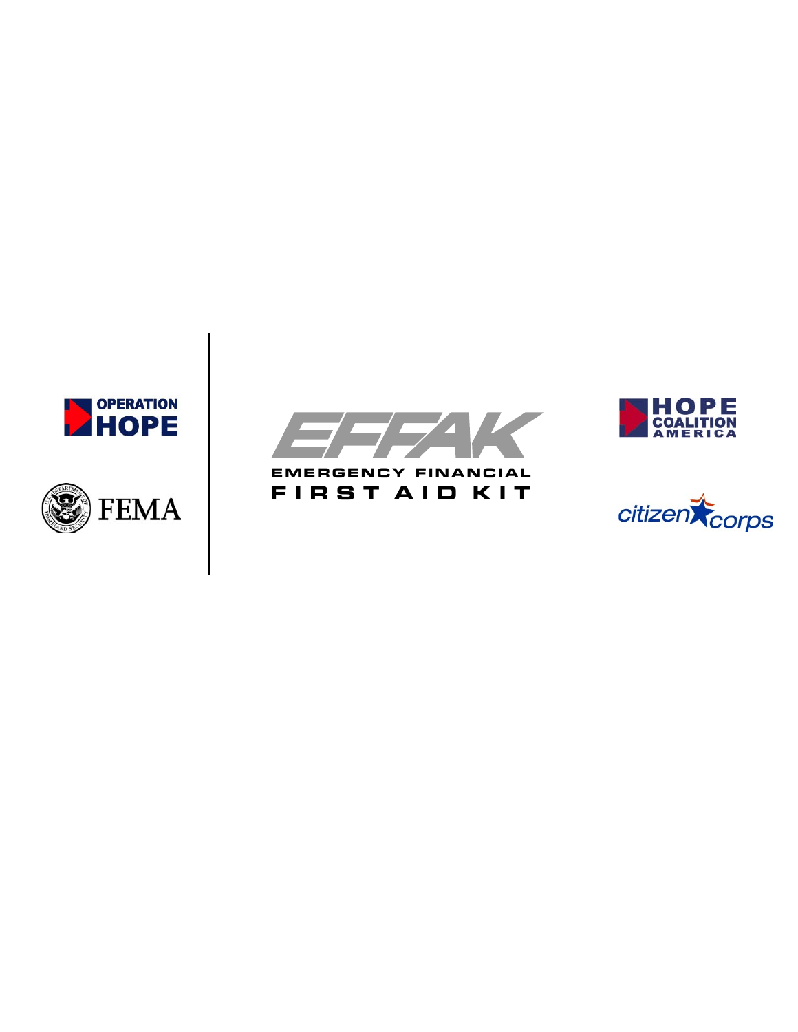OPERATION HOPE

FEMA

# EFFAK

## EMERGENCY FINANCIAL FIRST AID KIT

HOPE COALITION AMERICA

citizen corps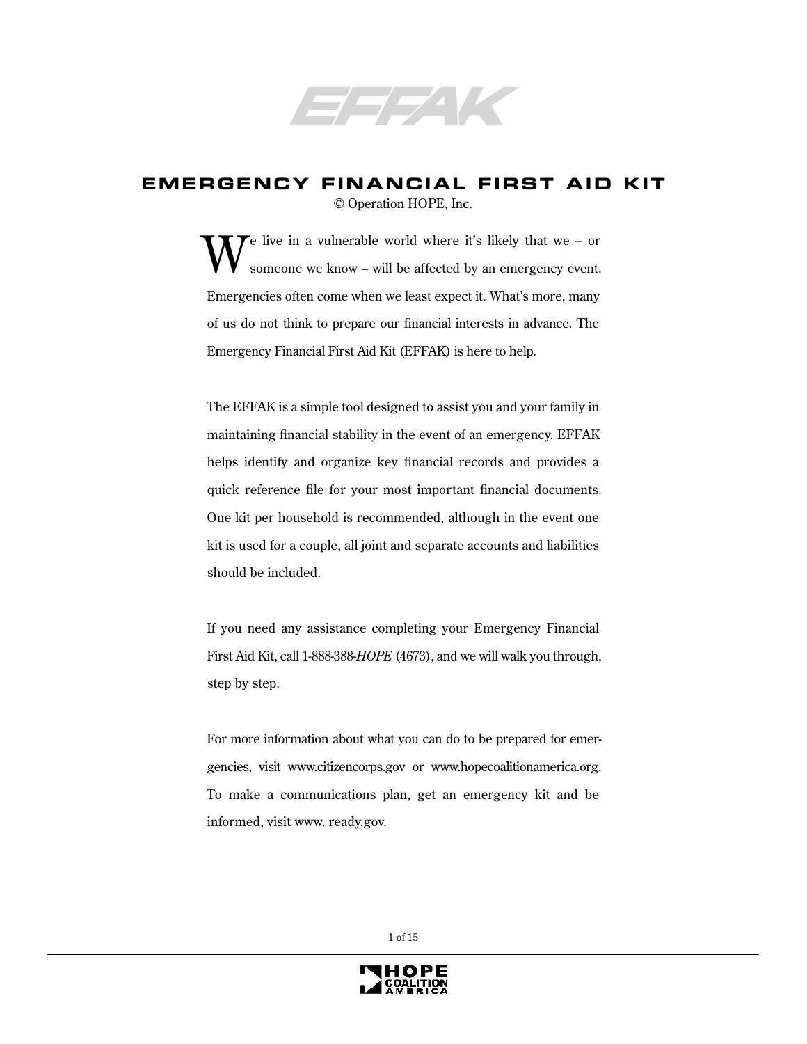# EFFAK

## EMERGENCY FINANCIAL FIRST AID KIT

© Operation HOPE, Inc.

We live in a vulnerable world where it's likely that we – or someone we know – will be affected by an emergency event. Emergencies often come when we least expect it. What's more, many of us do not think to prepare our financial interests in advance. The Emergency Financial First Aid Kit (EFFAK) is here to help.

The EFFAK is a simple tool designed to assist you and your family in maintaining financial stability in the event of an emergency. EFFAK helps identify and organize key financial records and provides a quick reference file for your most important financial documents. One kit per household is recommended, although in the event one kit is used for a couple, all joint and separate accounts and liabilities should be included.

If you need any assistance completing your Emergency Financial First Aid Kit, call 1-888-388-*HOPE* (4673), and we will walk you through, step by step.

For more information about what you can do to be prepared for emergencies, visit www.citizencorps.gov or www.hopecoalitionamerica.org. To make a communications plan, get an emergency kit and be informed, visit www. ready.gov.

HOPE COALITION AMERICA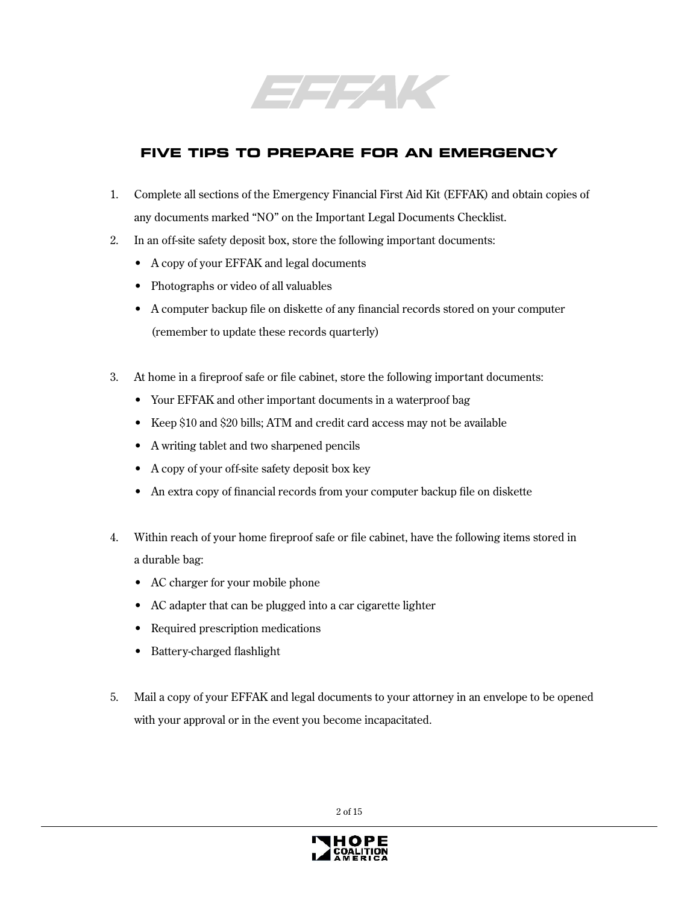# FIVE TIPS TO PREPARE FOR AN EMERGENCY

1. Complete all sections of the Emergency Financial First Aid Kit (EFFAK) and obtain copies of any documents marked "NO" on the Important Legal Documents Checklist.
2. In an off-site safety deposit box, store the following important documents:
   - A copy of your EFFAK and legal documents
   - Photographs or video of all valuables
   - A computer backup file on diskette of any financial records stored on your computer (remember to update these records quarterly)
3. At home in a fireproof safe or file cabinet, store the following important documents:
   - Your EFFAK and other important documents in a waterproof bag
   - Keep $10 and $20 bills; ATM and credit card access may not be available
   - A writing tablet and two sharpened pencils
   - A copy of your off-site safety deposit box key
   - An extra copy of financial records from your computer backup file on diskette
4. Within reach of your home fireproof safe or file cabinet, have the following items stored in a durable bag:
   - AC charger for your mobile phone
   - AC adapter that can be plugged into a car cigarette lighter
   - Required prescription medications
   - Battery-charged flashlight
5. Mail a copy of your EFFAK and legal documents to your attorney in an envelope to be opened with your approval or in the event you become incapacitated.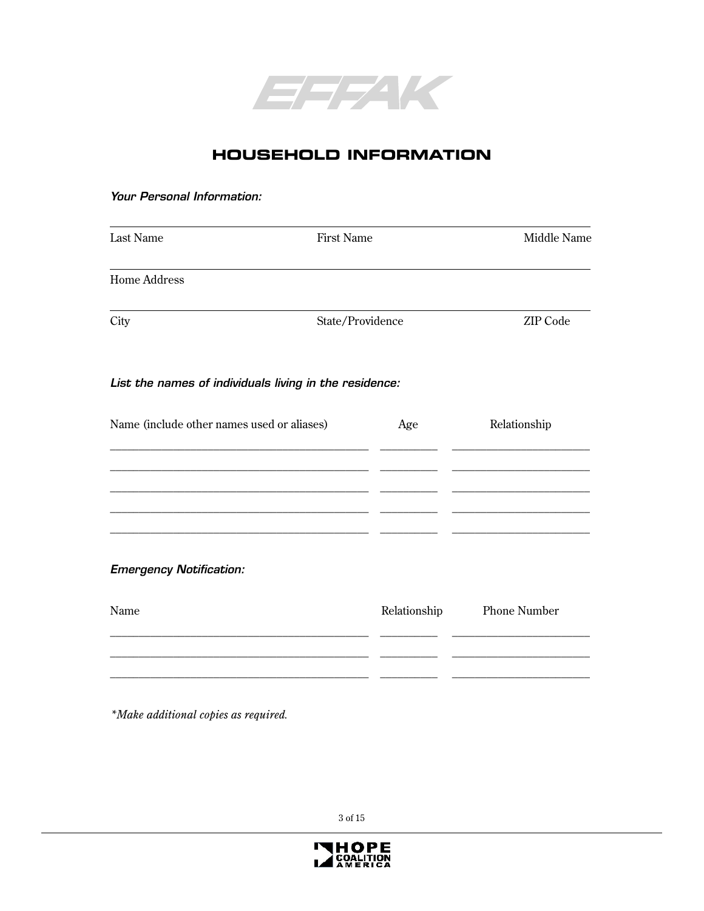EFFAK

# HOUSEHOLD INFORMATION

***Your Personal Information:***

| Last Name | First Name | Middle Name |
|---|---|---|
| | | |

| Home Address |
|---|
| |

| City | State/Providence | ZIP Code |
|---|---|---|
| | | |

***List the names of individuals living in the residence:***

| Name (include other names used or aliases) | Age | Relationship |
|---|---|---|
| | | |
| | | |
| | | |
| | | |
| | | |

***Emergency Notification:***

| Name | Relationship | Phone Number |
|---|---|---|
| | | |
| | | |
| | | |

*\*Make additional copies as required.*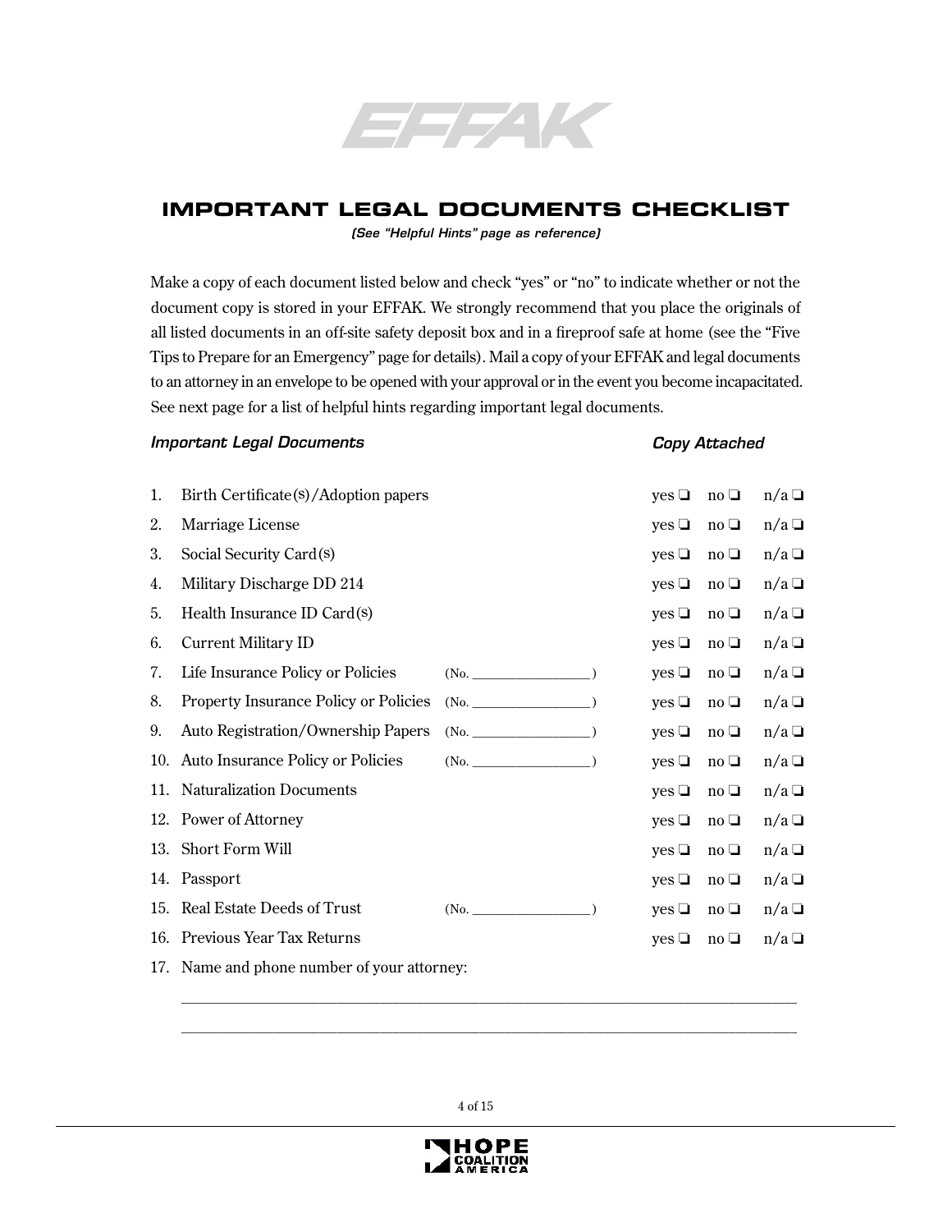EFFAK

# IMPORTANT LEGAL DOCUMENTS CHECKLIST

*(See "Helpful Hints" page as reference)*

Make a copy of each document listed below and check "yes" or "no" to indicate whether or not the document copy is stored in your EFFAK. We strongly recommend that you place the originals of all listed documents in an off-site safety deposit box and in a fireproof safe at home (see the "Five Tips to Prepare for an Emergency" page for details). Mail a copy of your EFFAK and legal documents to an attorney in an envelope to be opened with your approval or in the event you become incapacitated. See next page for a list of helpful hints regarding important legal documents.

| | *Important Legal Documents* | | *Copy Attached* | | |
|---|---|---|---|---|---|
| 1. | Birth Certificate(s)/Adoption papers | | yes ❑ | no ❑ | n/a ❑ |
| 2. | Marriage License | | yes ❑ | no ❑ | n/a ❑ |
| 3. | Social Security Card(s) | | yes ❑ | no ❑ | n/a ❑ |
| 4. | Military Discharge DD 214 | | yes ❑ | no ❑ | n/a ❑ |
| 5. | Health Insurance ID Card(s) | | yes ❑ | no ❑ | n/a ❑ |
| 6. | Current Military ID | | yes ❑ | no ❑ | n/a ❑ |
| 7. | Life Insurance Policy or Policies | (No. ________________) | yes ❑ | no ❑ | n/a ❑ |
| 8. | Property Insurance Policy or Policies | (No. ________________) | yes ❑ | no ❑ | n/a ❑ |
| 9. | Auto Registration/Ownership Papers | (No. ________________) | yes ❑ | no ❑ | n/a ❑ |
| 10. | Auto Insurance Policy or Policies | (No. ________________) | yes ❑ | no ❑ | n/a ❑ |
| 11. | Naturalization Documents | | yes ❑ | no ❑ | n/a ❑ |
| 12. | Power of Attorney | | yes ❑ | no ❑ | n/a ❑ |
| 13. | Short Form Will | | yes ❑ | no ❑ | n/a ❑ |
| 14. | Passport | | yes ❑ | no ❑ | n/a ❑ |
| 15. | Real Estate Deeds of Trust | (No. ________________) | yes ❑ | no ❑ | n/a ❑ |
| 16. | Previous Year Tax Returns | | yes ❑ | no ❑ | n/a ❑ |

17. Name and phone number of your attorney:

________________________________________________________________________________

________________________________________________________________________________

HOPE COALITION AMERICA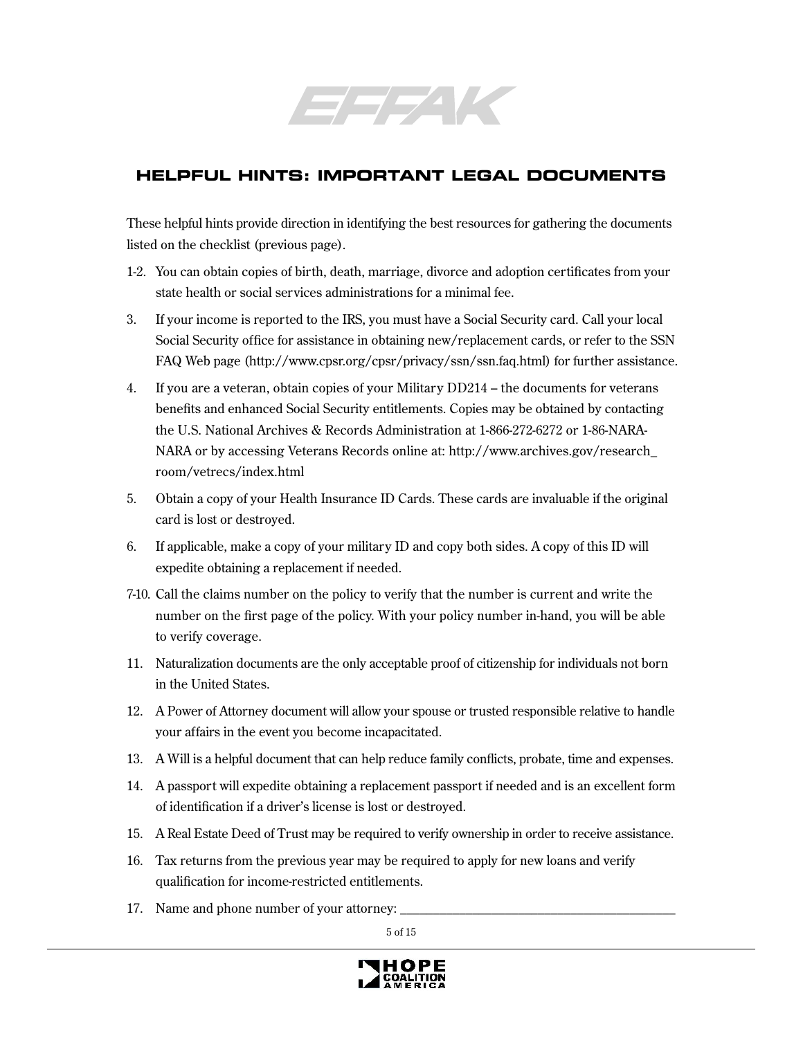## HELPFUL HINTS: IMPORTANT LEGAL DOCUMENTS

These helpful hints provide direction in identifying the best resources for gathering the documents listed on the checklist (previous page).

1-2. You can obtain copies of birth, death, marriage, divorce and adoption certificates from your state health or social services administrations for a minimal fee.

3. If your income is reported to the IRS, you must have a Social Security card. Call your local Social Security office for assistance in obtaining new/replacement cards, or refer to the SSN FAQ Web page (http://www.cpsr.org/cpsr/privacy/ssn/ssn.faq.html) for further assistance.

4. If you are a veteran, obtain copies of your Military DD214 – the documents for veterans benefits and enhanced Social Security entitlements. Copies may be obtained by contacting the U.S. National Archives & Records Administration at 1-866-272-6272 or 1-86-NARA-NARA or by accessing Veterans Records online at: http://www.archives.gov/research_room/vetrecs/index.html

5. Obtain a copy of your Health Insurance ID Cards. These cards are invaluable if the original card is lost or destroyed.

6. If applicable, make a copy of your military ID and copy both sides. A copy of this ID will expedite obtaining a replacement if needed.

7-10. Call the claims number on the policy to verify that the number is current and write the number on the first page of the policy. With your policy number in-hand, you will be able to verify coverage.

11. Naturalization documents are the only acceptable proof of citizenship for individuals not born in the United States.

12. A Power of Attorney document will allow your spouse or trusted responsible relative to handle your affairs in the event you become incapacitated.

13. A Will is a helpful document that can help reduce family conflicts, probate, time and expenses.

14. A passport will expedite obtaining a replacement passport if needed and is an excellent form of identification if a driver's license is lost or destroyed.

15. A Real Estate Deed of Trust may be required to verify ownership in order to receive assistance.

16. Tax returns from the previous year may be required to apply for new loans and verify qualification for income-restricted entitlements.

17. Name and phone number of your attorney: ___________________________________________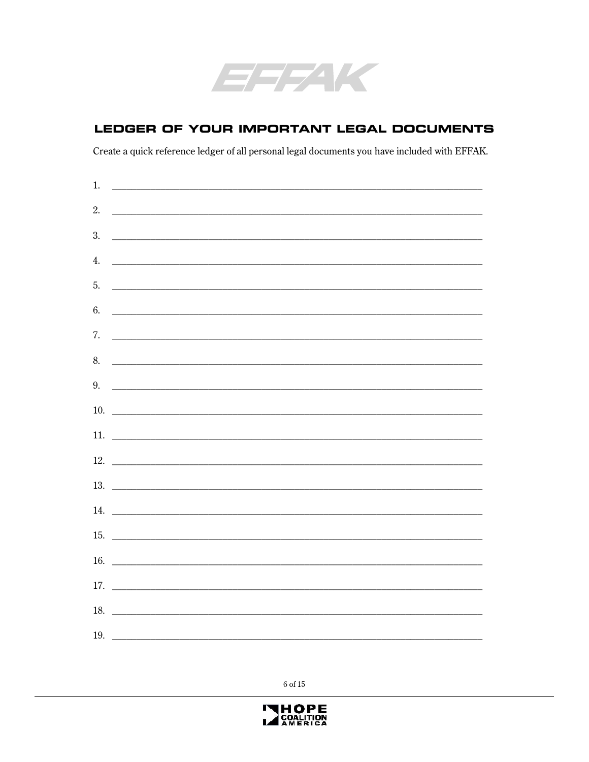EFFAK

## LEDGER OF YOUR IMPORTANT LEGAL DOCUMENTS

Create a quick reference ledger of all personal legal documents you have included with EFFAK.

1. ______________________________________________________________________
2. ______________________________________________________________________
3. ______________________________________________________________________
4. ______________________________________________________________________
5. ______________________________________________________________________
6. ______________________________________________________________________
7. ______________________________________________________________________
8. ______________________________________________________________________
9. ______________________________________________________________________
10. ______________________________________________________________________
11. ______________________________________________________________________
12. ______________________________________________________________________
13. ______________________________________________________________________
14. ______________________________________________________________________
15. ______________________________________________________________________
16. ______________________________________________________________________
17. ______________________________________________________________________
18. ______________________________________________________________________
19. ______________________________________________________________________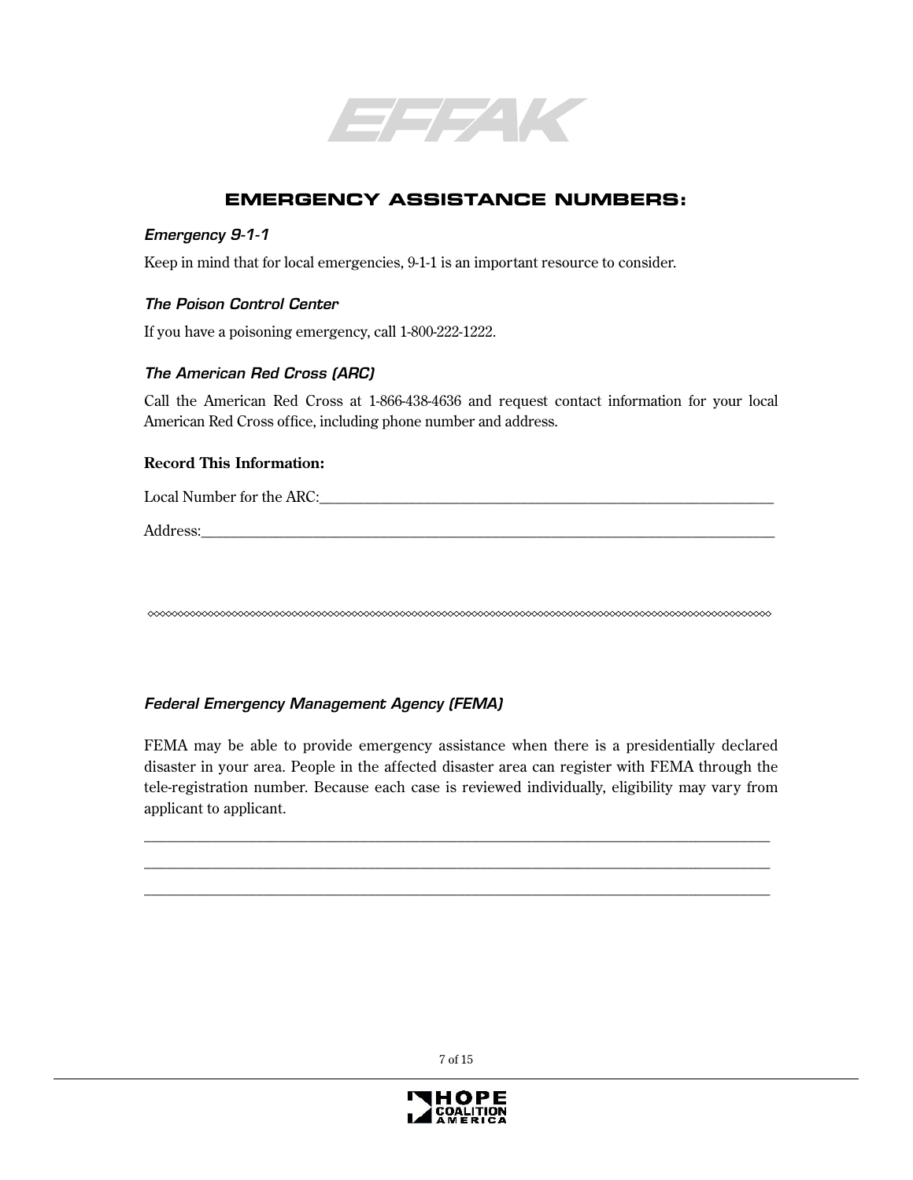## EMERGENCY ASSISTANCE NUMBERS:

### *Emergency 9-1-1*

Keep in mind that for local emergencies, 9-1-1 is an important resource to consider.

### *The Poison Control Center*

If you have a poisoning emergency, call 1-800-222-1222.

### *The American Red Cross (ARC)*

Call the American Red Cross at 1-866-438-4636 and request contact information for your local American Red Cross office, including phone number and address.

**Record This Information:**

Local Number for the ARC:________________________________________________________________

Address:________________________________________________________________________________

◇◇◇◇◇◇◇◇◇◇◇◇◇◇◇◇◇◇◇◇◇◇◇◇◇◇◇◇◇◇◇◇◇◇◇◇◇◇◇◇◇◇◇◇◇◇◇◇◇◇◇◇◇◇◇◇◇◇◇◇◇◇◇◇◇◇◇◇◇◇◇◇◇◇◇◇◇◇◇◇◇◇◇◇◇◇◇◇◇◇◇◇◇◇◇◇

### *Federal Emergency Management Agency (FEMA)*

FEMA may be able to provide emergency assistance when there is a presidentially declared disaster in your area. People in the affected disaster area can register with FEMA through the tele-registration number. Because each case is reviewed individually, eligibility may vary from applicant to applicant.

________________________________________________________________________________________

________________________________________________________________________________________

________________________________________________________________________________________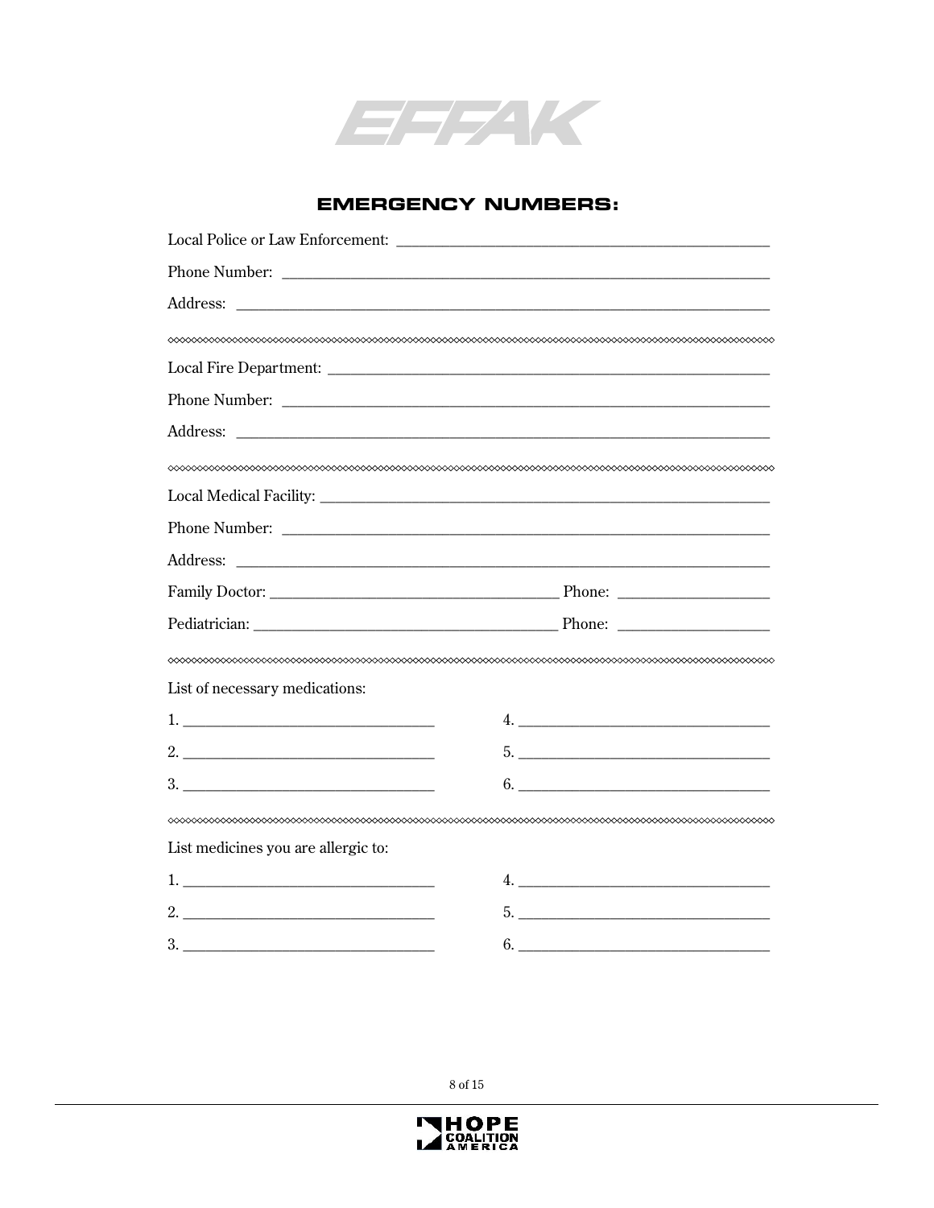## EMERGENCY NUMBERS:

Local Police or Law Enforcement: ______________________________________________

Phone Number: ______________________________________________

Address: ______________________________________________

◇◇◇◇◇◇◇◇◇◇◇◇◇◇◇◇◇◇◇◇◇◇◇◇◇◇◇◇◇◇◇◇◇◇◇◇◇◇◇◇

Local Fire Department: ______________________________________________

Phone Number: ______________________________________________

Address: ______________________________________________

◇◇◇◇◇◇◇◇◇◇◇◇◇◇◇◇◇◇◇◇◇◇◇◇◇◇◇◇◇◇◇◇◇◇◇◇◇◇◇◇

Local Medical Facility: ______________________________________________

Phone Number: ______________________________________________

Address: ______________________________________________

Family Doctor: ______________________________ Phone: __________________

Pediatrician: ______________________________ Phone: __________________

◇◇◇◇◇◇◇◇◇◇◇◇◇◇◇◇◇◇◇◇◇◇◇◇◇◇◇◇◇◇◇◇◇◇◇◇◇◇◇◇

List of necessary medications:

1. ______________________________ 4. ______________________________

2. ______________________________ 5. ______________________________

3. ______________________________ 6. ______________________________

◇◇◇◇◇◇◇◇◇◇◇◇◇◇◇◇◇◇◇◇◇◇◇◇◇◇◇◇◇◇◇◇◇◇◇◇◇◇◇◇

List medicines you are allergic to:

1. ______________________________ 4. ______________________________

2. ______________________________ 5. ______________________________

3. ______________________________ 6. ______________________________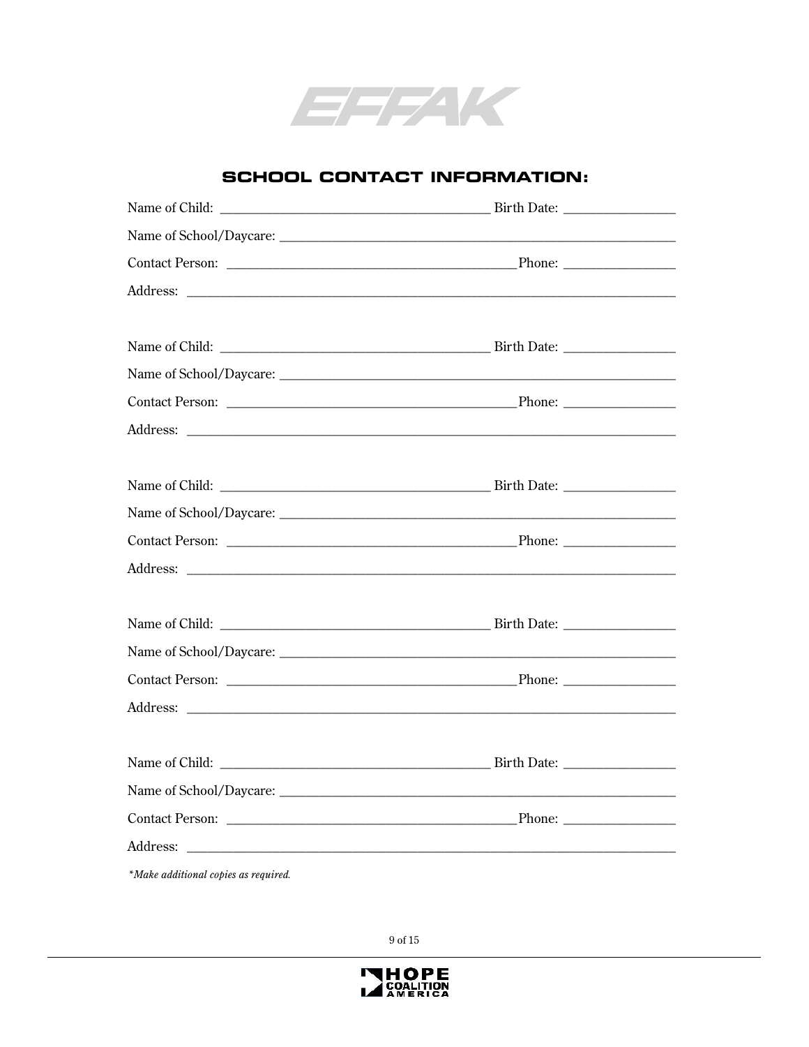EFFAK

## SCHOOL CONTACT INFORMATION:

Name of Child: _______________________________________ Birth Date: ________________

Name of School/Daycare: ______________________________________________________________

Contact Person: __________________________________________ Phone: ________________

Address: ________________________________________________________________________

Name of Child: _______________________________________ Birth Date: ________________

Name of School/Daycare: ______________________________________________________________

Contact Person: __________________________________________ Phone: ________________

Address: ________________________________________________________________________

Name of Child: _______________________________________ Birth Date: ________________

Name of School/Daycare: ______________________________________________________________

Contact Person: __________________________________________ Phone: ________________

Address: ________________________________________________________________________

Name of Child: _______________________________________ Birth Date: ________________

Name of School/Daycare: ______________________________________________________________

Contact Person: __________________________________________ Phone: ________________

Address: ________________________________________________________________________

Name of Child: _______________________________________ Birth Date: ________________

Name of School/Daycare: ______________________________________________________________

Contact Person: __________________________________________ Phone: ________________

Address: ________________________________________________________________________

*\*Make additional copies as required.*

HOPE COALITION AMERICA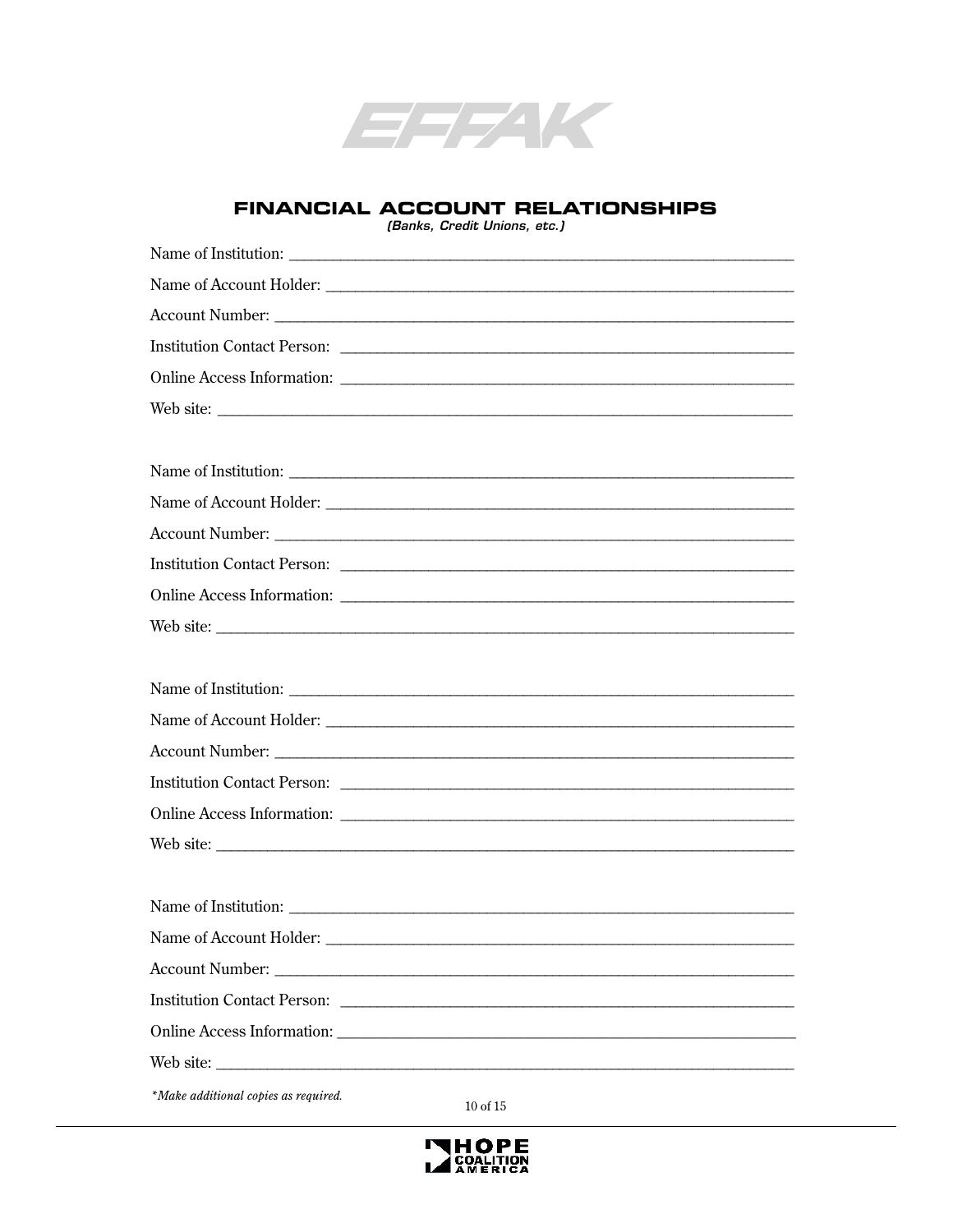# FINANCIAL ACCOUNT RELATIONSHIPS

*(Banks, Credit Unions, etc.)*

Name of Institution: ______________________________________________

Name of Account Holder: ___________________________________________

Account Number: _________________________________________________

Institution Contact Person: _________________________________________

Online Access Information: _________________________________________

Web site: _______________________________________________________

Name of Institution: ______________________________________________

Name of Account Holder: ___________________________________________

Account Number: _________________________________________________

Institution Contact Person: _________________________________________

Online Access Information: _________________________________________

Web site: _______________________________________________________

Name of Institution: ______________________________________________

Name of Account Holder: ___________________________________________

Account Number: _________________________________________________

Institution Contact Person: _________________________________________

Online Access Information: _________________________________________

Web site: _______________________________________________________

Name of Institution: ______________________________________________

Name of Account Holder: ___________________________________________

Account Number: _________________________________________________

Institution Contact Person: _________________________________________

Online Access Information: _________________________________________

Web site: _______________________________________________________

*\*Make additional copies as required.*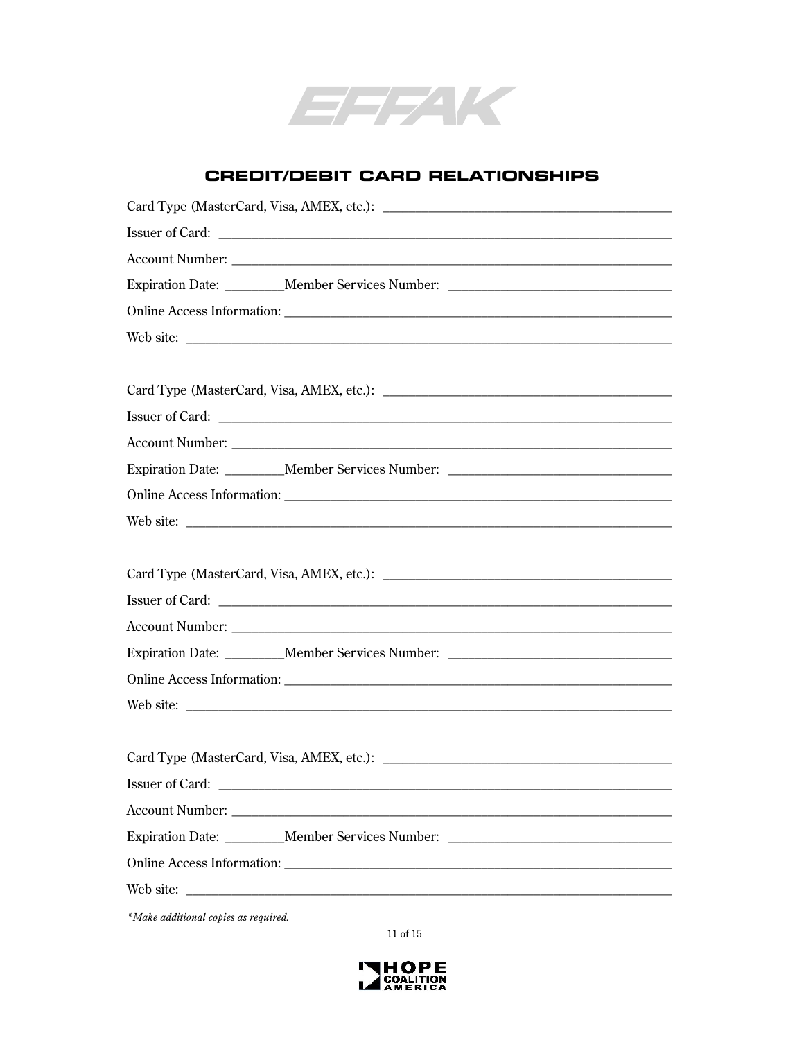# CREDIT/DEBIT CARD RELATIONSHIPS

Card Type (MasterCard, Visa, AMEX, etc.): ____________________________________________

Issuer of Card: ____________________________________________

Account Number: ____________________________________________

Expiration Date: _________Member Services Number: ________________________________

Online Access Information: ____________________________________________

Web site: ____________________________________________

Card Type (MasterCard, Visa, AMEX, etc.): ____________________________________________

Issuer of Card: ____________________________________________

Account Number: ____________________________________________

Expiration Date: _________Member Services Number: ________________________________

Online Access Information: ____________________________________________

Web site: ____________________________________________

Card Type (MasterCard, Visa, AMEX, etc.): ____________________________________________

Issuer of Card: ____________________________________________

Account Number: ____________________________________________

Expiration Date: _________Member Services Number: ________________________________

Online Access Information: ____________________________________________

Web site: ____________________________________________

Card Type (MasterCard, Visa, AMEX, etc.): ____________________________________________

Issuer of Card: ____________________________________________

Account Number: ____________________________________________

Expiration Date: _________Member Services Number: ________________________________

Online Access Information: ____________________________________________

Web site: ____________________________________________

*\*Make additional copies as required.*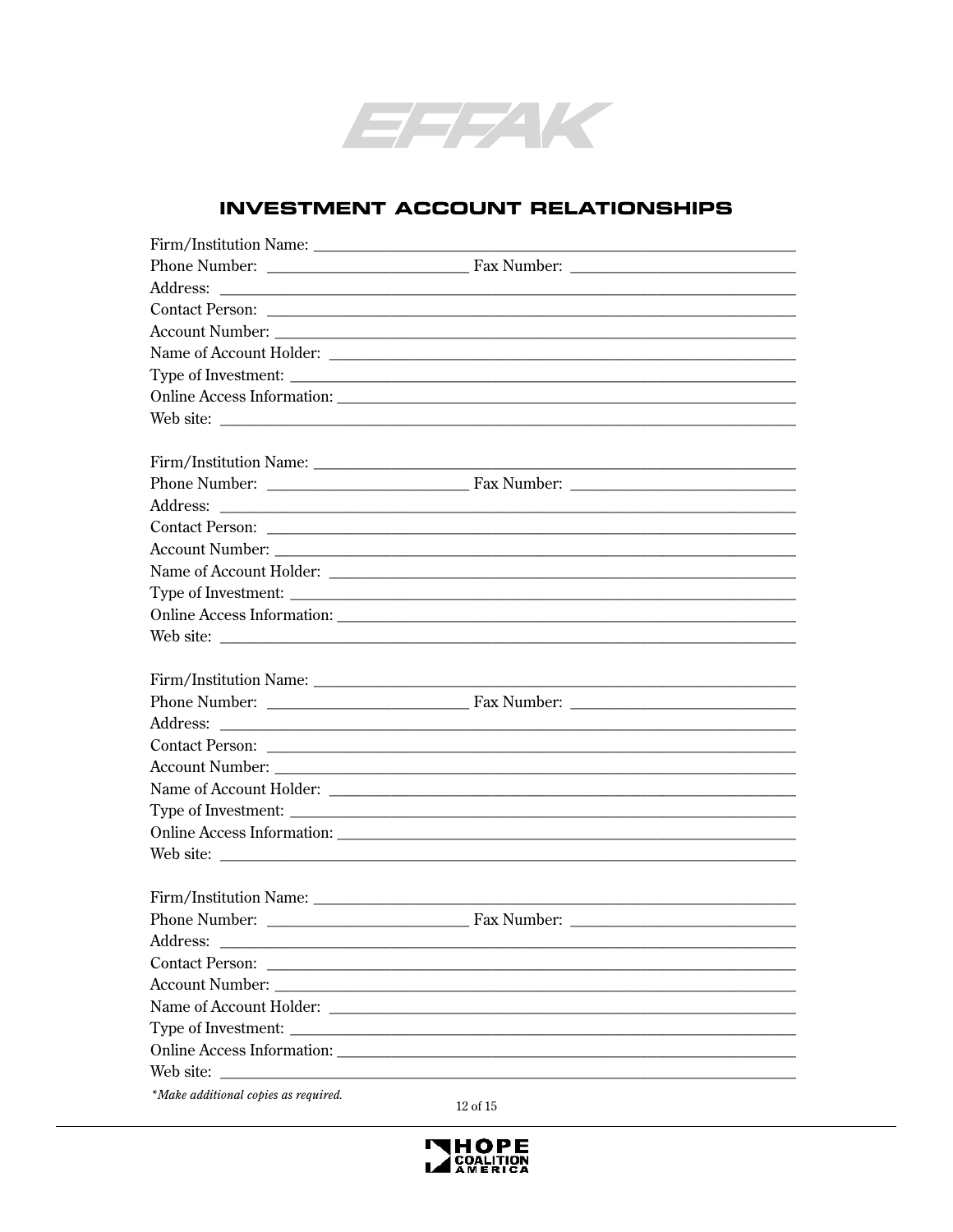# INVESTMENT ACCOUNT RELATIONSHIPS

Firm/Institution Name: ___________________________________________
Phone Number: ____________________ Fax Number: ____________________
Address: _________________________________________________
Contact Person: ___________________________________________
Account Number: __________________________________________
Name of Account Holder: ___________________________________
Type of Investment: _______________________________________
Online Access Information: _________________________________
Web site: ________________________________________________

Firm/Institution Name: ___________________________________________
Phone Number: ____________________ Fax Number: ____________________
Address: _________________________________________________
Contact Person: ___________________________________________
Account Number: __________________________________________
Name of Account Holder: ___________________________________
Type of Investment: _______________________________________
Online Access Information: _________________________________
Web site: ________________________________________________

Firm/Institution Name: ___________________________________________
Phone Number: ____________________ Fax Number: ____________________
Address: _________________________________________________
Contact Person: ___________________________________________
Account Number: __________________________________________
Name of Account Holder: ___________________________________
Type of Investment: _______________________________________
Online Access Information: _________________________________
Web site: ________________________________________________

Firm/Institution Name: ___________________________________________
Phone Number: ____________________ Fax Number: ____________________
Address: _________________________________________________
Contact Person: ___________________________________________
Account Number: __________________________________________
Name of Account Holder: ___________________________________
Type of Investment: _______________________________________
Online Access Information: _________________________________
Web site: ________________________________________________

*\*Make additional copies as required.*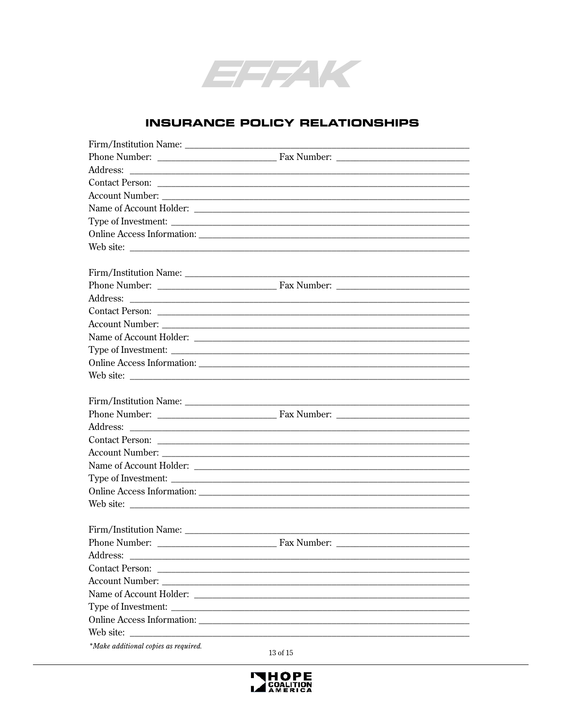# INSURANCE POLICY RELATIONSHIPS

Firm/Institution Name: ____________________________________________________________
Phone Number: ________________________ Fax Number: ___________________________
Address: ____________________________________________________________________
Contact Person: _______________________________________________________________
Account Number: ______________________________________________________________
Name of Account Holder: _______________________________________________________
Type of Investment: ____________________________________________________________
Online Access Information: _____________________________________________________
Web site: ____________________________________________________________________

Firm/Institution Name: ____________________________________________________________
Phone Number: ________________________ Fax Number: ___________________________
Address: ____________________________________________________________________
Contact Person: _______________________________________________________________
Account Number: ______________________________________________________________
Name of Account Holder: _______________________________________________________
Type of Investment: ____________________________________________________________
Online Access Information: _____________________________________________________
Web site: ____________________________________________________________________

Firm/Institution Name: ____________________________________________________________
Phone Number: ________________________ Fax Number: ___________________________
Address: ____________________________________________________________________
Contact Person: _______________________________________________________________
Account Number: ______________________________________________________________
Name of Account Holder: _______________________________________________________
Type of Investment: ____________________________________________________________
Online Access Information: _____________________________________________________
Web site: ____________________________________________________________________

Firm/Institution Name: ____________________________________________________________
Phone Number: ________________________ Fax Number: ___________________________
Address: ____________________________________________________________________
Contact Person: _______________________________________________________________
Account Number: ______________________________________________________________
Name of Account Holder: _______________________________________________________
Type of Investment: ____________________________________________________________
Online Access Information: _____________________________________________________
Web site: ____________________________________________________________________

*\*Make additional copies as required.*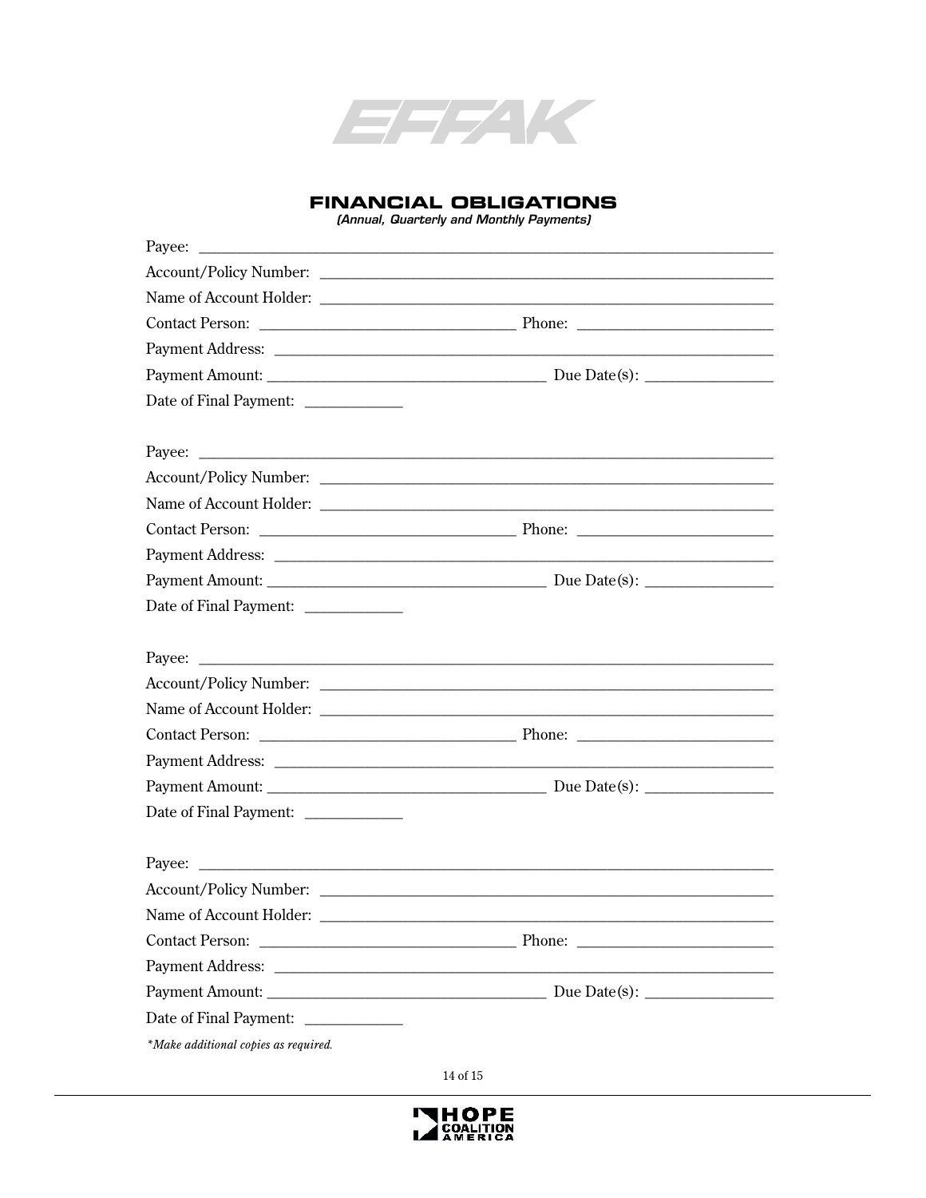## FINANCIAL OBLIGATIONS

*(Annual, Quarterly and Monthly Payments)*

Payee: ______________________________________________________________

Account/Policy Number: ____________________________________________

Name of Account Holder: ____________________________________________

Contact Person: ____________________________ Phone: ______________________

Payment Address: __________________________________________________

Payment Amount: ______________________________ Due Date(s): ______________

Date of Final Payment: ___________

Payee: ______________________________________________________________

Account/Policy Number: ____________________________________________

Name of Account Holder: ____________________________________________

Contact Person: ____________________________ Phone: ______________________

Payment Address: __________________________________________________

Payment Amount: ______________________________ Due Date(s): ______________

Date of Final Payment: ___________

Payee: ______________________________________________________________

Account/Policy Number: ____________________________________________

Name of Account Holder: ____________________________________________

Contact Person: ____________________________ Phone: ______________________

Payment Address: __________________________________________________

Payment Amount: ______________________________ Due Date(s): ______________

Date of Final Payment: ___________

Payee: ______________________________________________________________

Account/Policy Number: ____________________________________________

Name of Account Holder: ____________________________________________

Contact Person: ____________________________ Phone: ______________________

Payment Address: __________________________________________________

Payment Amount: ______________________________ Due Date(s): ______________

Date of Final Payment: ___________

*\*Make additional copies as required.*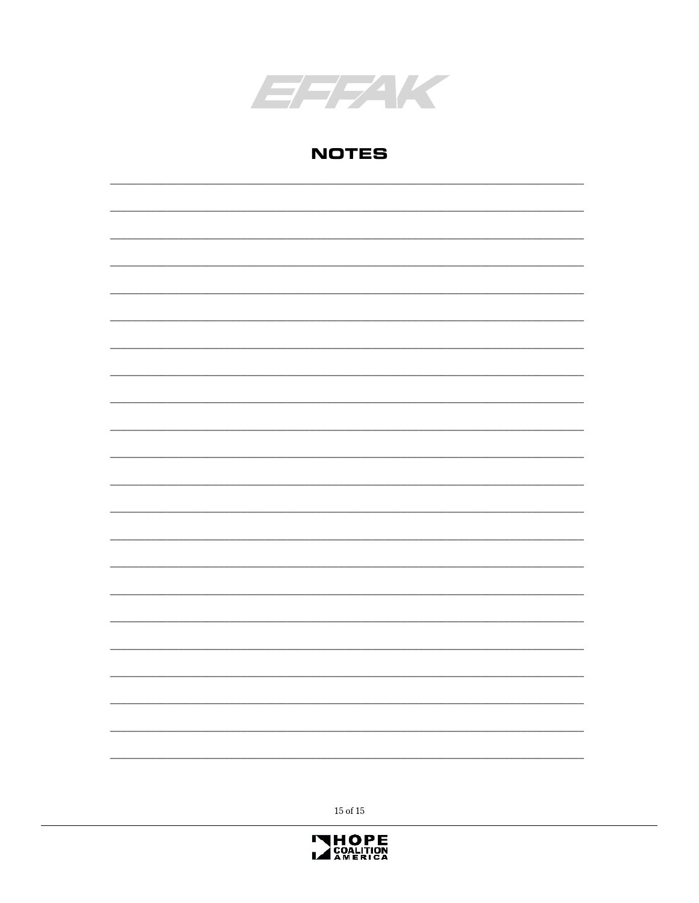# NOTES